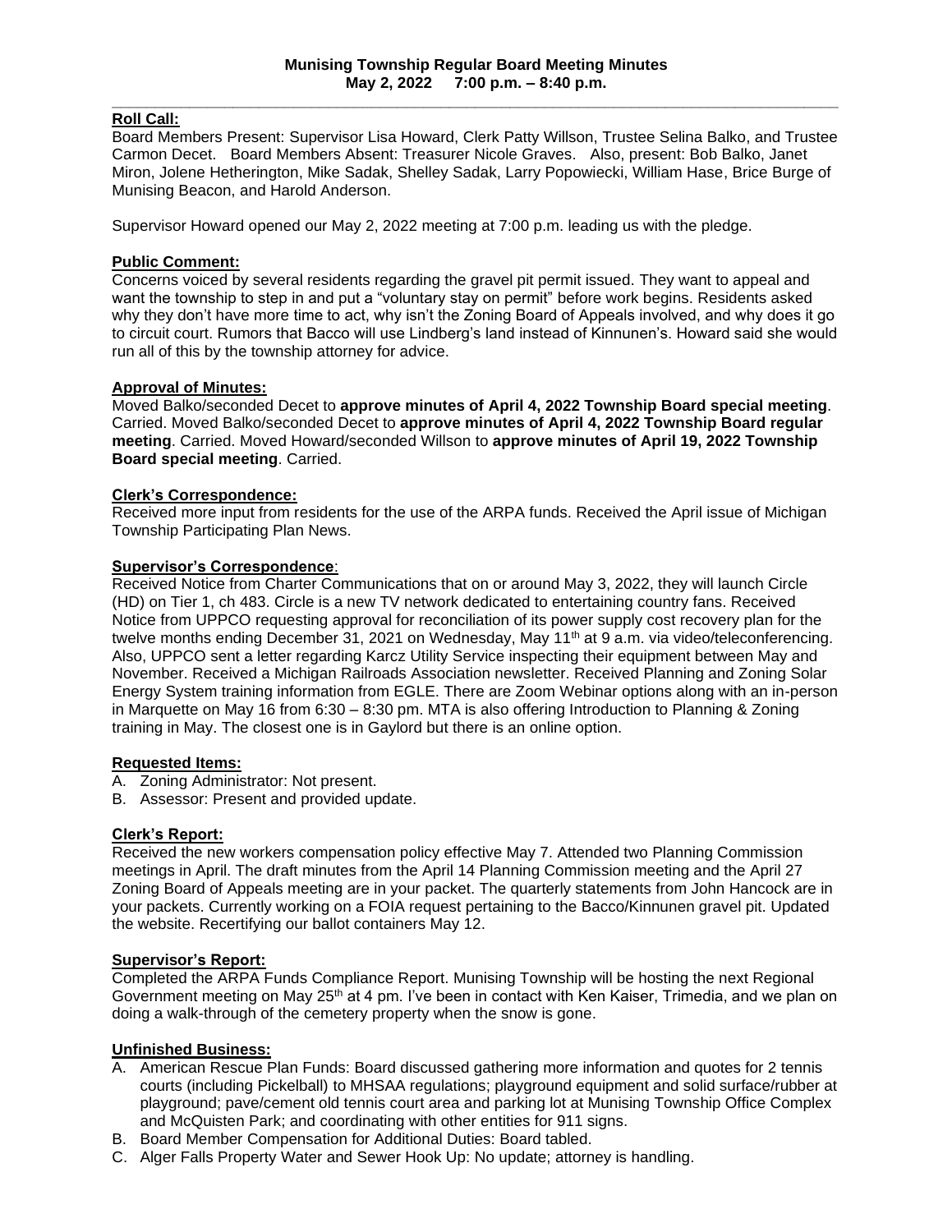# Munising Township Regular Board Meeting Minutes
## May 2, 2022 7:00 p.m. – 8:40 p.m.

---

**Roll Call:**

Board Members Present: Supervisor Lisa Howard, Clerk Patty Willson, Trustee Selina Balko, and Trustee Carmon Decet. Board Members Absent: Treasurer Nicole Graves. Also, present: Bob Balko, Janet Miron, Jolene Hetherington, Mike Sadak, Shelley Sadak, Larry Popowiecki, William Hase, Brice Burge of Munising Beacon, and Harold Anderson.

Supervisor Howard opened our May 2, 2022 meeting at 7:00 p.m. leading us with the pledge.

**Public Comment:**

Concerns voiced by several residents regarding the gravel pit permit issued. They want to appeal and want the township to step in and put a "voluntary stay on permit" before work begins. Residents asked why they don't have more time to act, why isn't the Zoning Board of Appeals involved, and why does it go to circuit court. Rumors that Bacco will use Lindberg's land instead of Kinnunen's. Howard said she would run all of this by the township attorney for advice.

**Approval of Minutes:**

Moved Balko/seconded Decet to **approve minutes of April 4, 2022 Township Board special meeting**. Carried. Moved Balko/seconded Decet to **approve minutes of April 4, 2022 Township Board regular meeting**. Carried. Moved Howard/seconded Willson to **approve minutes of April 19, 2022 Township Board special meeting**. Carried.

**Clerk's Correspondence:**

Received more input from residents for the use of the ARPA funds. Received the April issue of Michigan Township Participating Plan News.

**Supervisor's Correspondence**:

Received Notice from Charter Communications that on or around May 3, 2022, they will launch Circle (HD) on Tier 1, ch 483. Circle is a new TV network dedicated to entertaining country fans. Received Notice from UPPCO requesting approval for reconciliation of its power supply cost recovery plan for the twelve months ending December 31, 2021 on Wednesday, May 11th at 9 a.m. via video/teleconferencing. Also, UPPCO sent a letter regarding Karcz Utility Service inspecting their equipment between May and November. Received a Michigan Railroads Association newsletter. Received Planning and Zoning Solar Energy System training information from EGLE. There are Zoom Webinar options along with an in-person in Marquette on May 16 from 6:30 – 8:30 pm. MTA is also offering Introduction to Planning & Zoning training in May. The closest one is in Gaylord but there is an online option.

**Requested Items:**

A. Zoning Administrator: Not present.
B. Assessor: Present and provided update.

**Clerk's Report:**

Received the new workers compensation policy effective May 7. Attended two Planning Commission meetings in April. The draft minutes from the April 14 Planning Commission meeting and the April 27 Zoning Board of Appeals meeting are in your packet. The quarterly statements from John Hancock are in your packets. Currently working on a FOIA request pertaining to the Bacco/Kinnunen gravel pit. Updated the website. Recertifying our ballot containers May 12.

**Supervisor's Report:**

Completed the ARPA Funds Compliance Report. Munising Township will be hosting the next Regional Government meeting on May 25th at 4 pm. I've been in contact with Ken Kaiser, Trimedia, and we plan on doing a walk-through of the cemetery property when the snow is gone.

**Unfinished Business:**

A. American Rescue Plan Funds: Board discussed gathering more information and quotes for 2 tennis courts (including Pickelball) to MHSAA regulations; playground equipment and solid surface/rubber at playground; pave/cement old tennis court area and parking lot at Munising Township Office Complex and McQuisten Park; and coordinating with other entities for 911 signs.
B. Board Member Compensation for Additional Duties: Board tabled.
C. Alger Falls Property Water and Sewer Hook Up: No update; attorney is handling.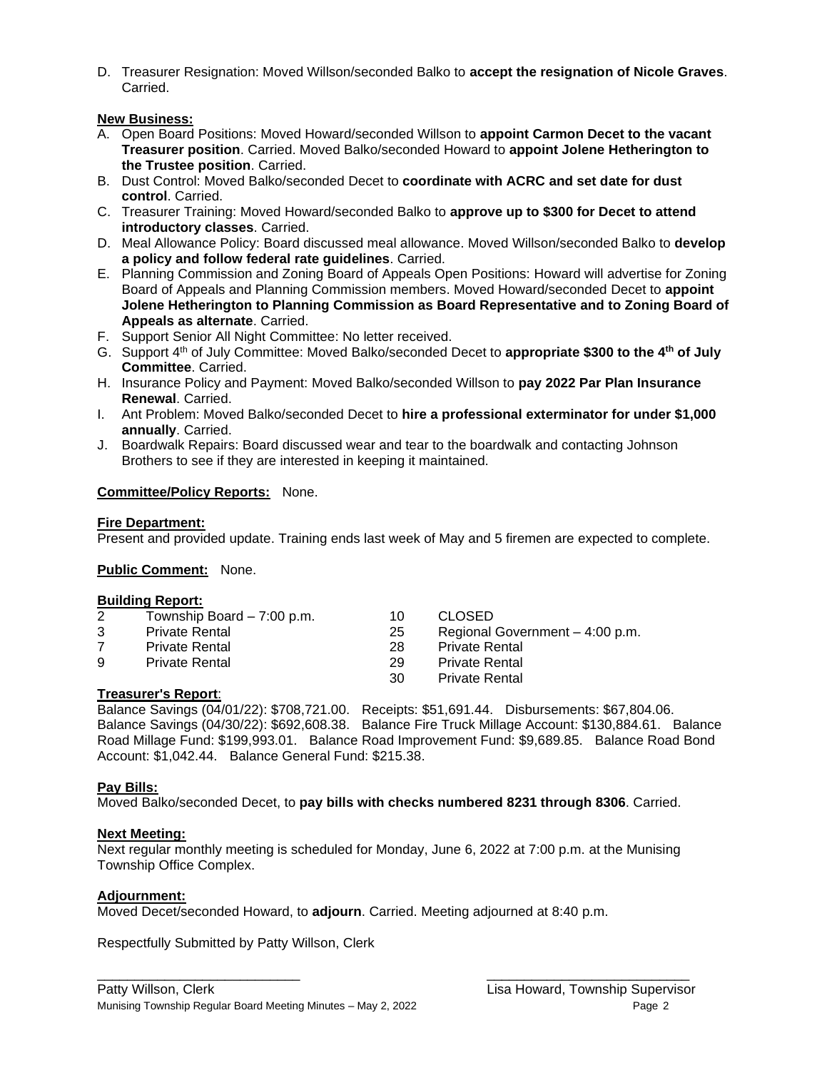D. Treasurer Resignation: Moved Willson/seconded Balko to **accept the resignation of Nicole Graves**. Carried.

**New Business:**

A. Open Board Positions: Moved Howard/seconded Willson to **appoint Carmon Decet to the vacant Treasurer position**. Carried. Moved Balko/seconded Howard to **appoint Jolene Hetherington to the Trustee position**. Carried.
B. Dust Control: Moved Balko/seconded Decet to **coordinate with ACRC and set date for dust control**. Carried.
C. Treasurer Training: Moved Howard/seconded Balko to **approve up to $300 for Decet to attend introductory classes**. Carried.
D. Meal Allowance Policy: Board discussed meal allowance. Moved Willson/seconded Balko to **develop a policy and follow federal rate guidelines**. Carried.
E. Planning Commission and Zoning Board of Appeals Open Positions: Howard will advertise for Zoning Board of Appeals and Planning Commission members. Moved Howard/seconded Decet to **appoint Jolene Hetherington to Planning Commission as Board Representative and to Zoning Board of Appeals as alternate**. Carried.
F. Support Senior All Night Committee: No letter received.
G. Support 4th of July Committee: Moved Balko/seconded Decet to **appropriate $300 to the 4th of July Committee**. Carried.
H. Insurance Policy and Payment: Moved Balko/seconded Willson to **pay 2022 Par Plan Insurance Renewal**. Carried.
I. Ant Problem: Moved Balko/seconded Decet to **hire a professional exterminator for under $1,000 annually**. Carried.
J. Boardwalk Repairs: Board discussed wear and tear to the boardwalk and contacting Johnson Brothers to see if they are interested in keeping it maintained.

**Committee/Policy Reports:** None.

**Fire Department:**
Present and provided update. Training ends last week of May and 5 firemen are expected to complete.

**Public Comment:** None.

**Building Report:**

| | | | |
|---|---|---|---|
| 2 | Township Board – 7:00 p.m. | 10 | CLOSED |
| 3 | Private Rental | 25 | Regional Government – 4:00 p.m. |
| 7 | Private Rental | 28 | Private Rental |
| 9 | Private Rental | 29 | Private Rental |
| | | 30 | Private Rental |

**Treasurer's Report**:
Balance Savings (04/01/22): $708,721.00. Receipts: $51,691.44. Disbursements: $67,804.06. Balance Savings (04/30/22): $692,608.38. Balance Fire Truck Millage Account: $130,884.61. Balance Road Millage Fund: $199,993.01. Balance Road Improvement Fund: $9,689.85. Balance Road Bond Account: $1,042.44. Balance General Fund: $215.38.

**Pay Bills:**
Moved Balko/seconded Decet, to **pay bills with checks numbered 8231 through 8306**. Carried.

**Next Meeting:**
Next regular monthly meeting is scheduled for Monday, June 6, 2022 at 7:00 p.m. at the Munising Township Office Complex.

**Adjournment:**
Moved Decet/seconded Howard, to **adjourn**. Carried. Meeting adjourned at 8:40 p.m.

Respectfully Submitted by Patty Willson, Clerk

\_\_\_\_\_\_\_\_\_\_\_\_\_\_\_\_\_\_\_\_\_\_\_\_\_\_\_ \_\_\_\_\_\_\_\_\_\_\_\_\_\_\_\_\_\_\_\_\_\_\_\_\_\_\_

Patty Willson, Clerk Lisa Howard, Township Supervisor